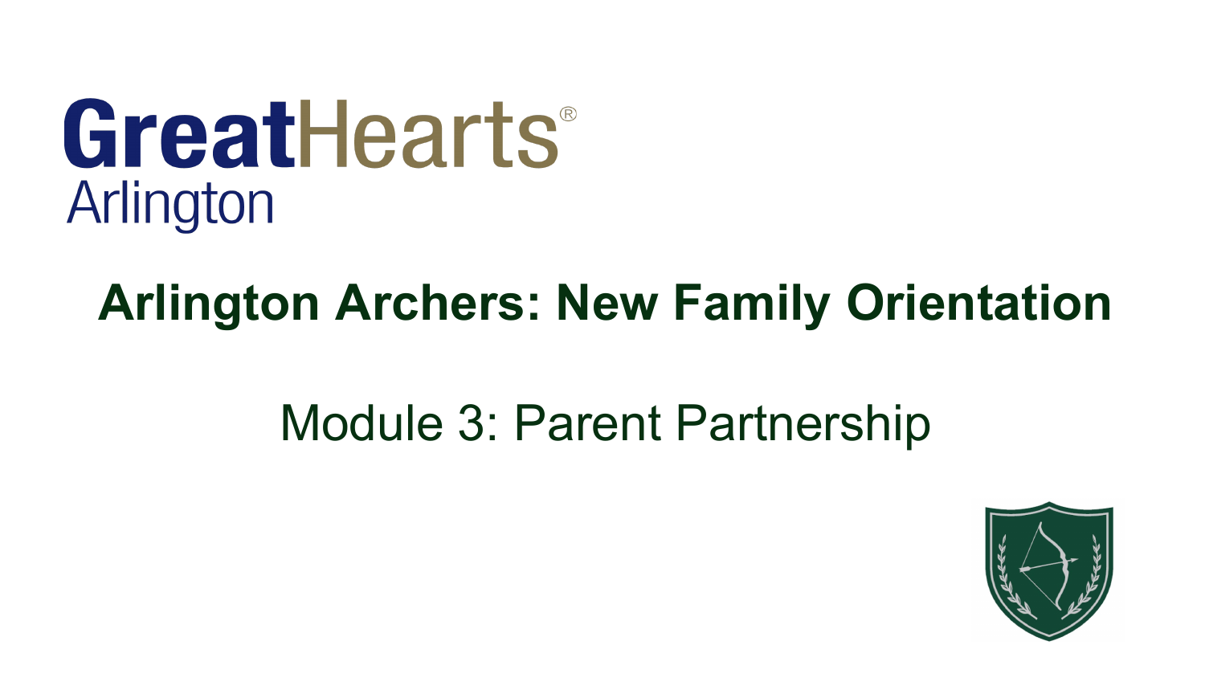GreatHearts®
Arlington

# Arlington Archers: New Family Orientation

## Module 3: Parent Partnership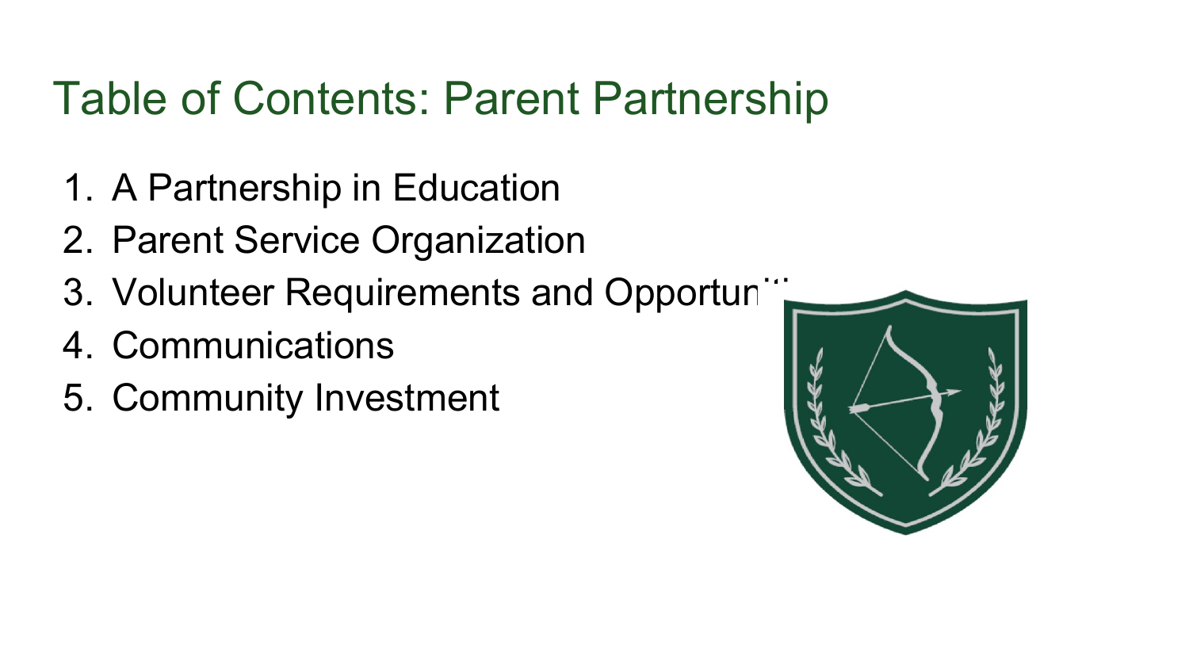# Table of Contents: Parent Partnership

1. A Partnership in Education
2. Parent Service Organization
3. Volunteer Requirements and Opportun...
4. Communications
5. Community Investment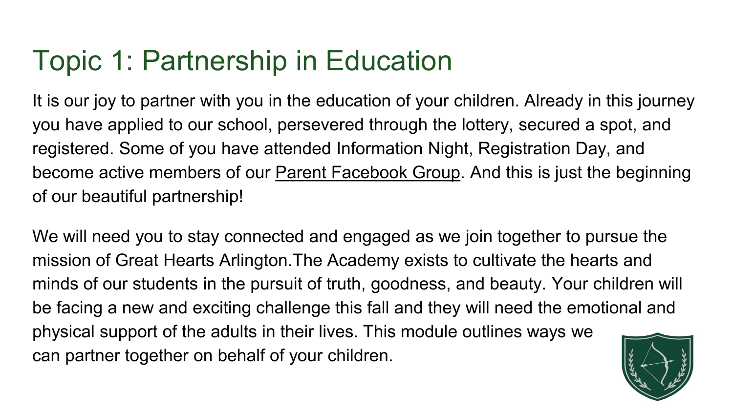# Topic 1: Partnership in Education

It is our joy to partner with you in the education of your children. Already in this journey you have applied to our school, persevered through the lottery, secured a spot, and registered. Some of you have attended Information Night, Registration Day, and become active members of our Parent Facebook Group. And this is just the beginning of our beautiful partnership!

We will need you to stay connected and engaged as we join together to pursue the mission of Great Hearts Arlington.The Academy exists to cultivate the hearts and minds of our students in the pursuit of truth, goodness, and beauty. Your children will be facing a new and exciting challenge this fall and they will need the emotional and physical support of the adults in their lives. This module outlines ways we can partner together on behalf of your children.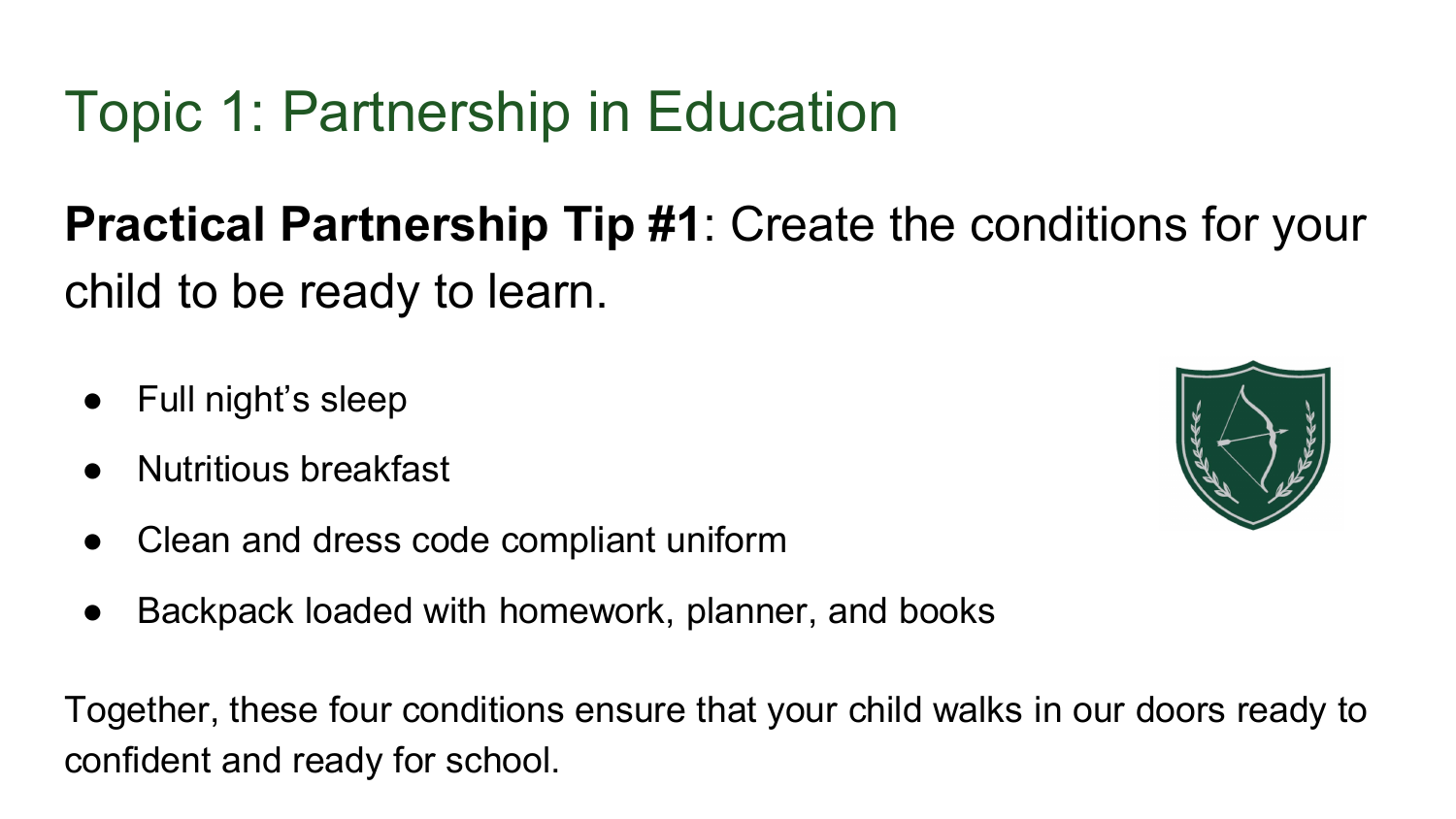# Topic 1: Partnership in Education

**Practical Partnership Tip #1**: Create the conditions for your child to be ready to learn.

- Full night's sleep
- Nutritious breakfast
- Clean and dress code compliant uniform
- Backpack loaded with homework, planner, and books

Together, these four conditions ensure that your child walks in our doors ready to confident and ready for school.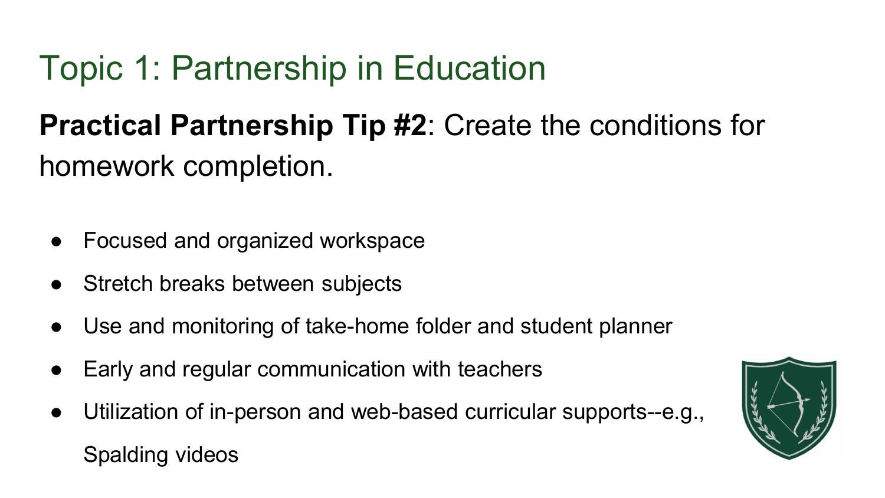# Topic 1: Partnership in Education

**Practical Partnership Tip #2**: Create the conditions for homework completion.

- Focused and organized workspace
- Stretch breaks between subjects
- Use and monitoring of take-home folder and student planner
- Early and regular communication with teachers
- Utilization of in-person and web-based curricular supports--e.g., Spalding videos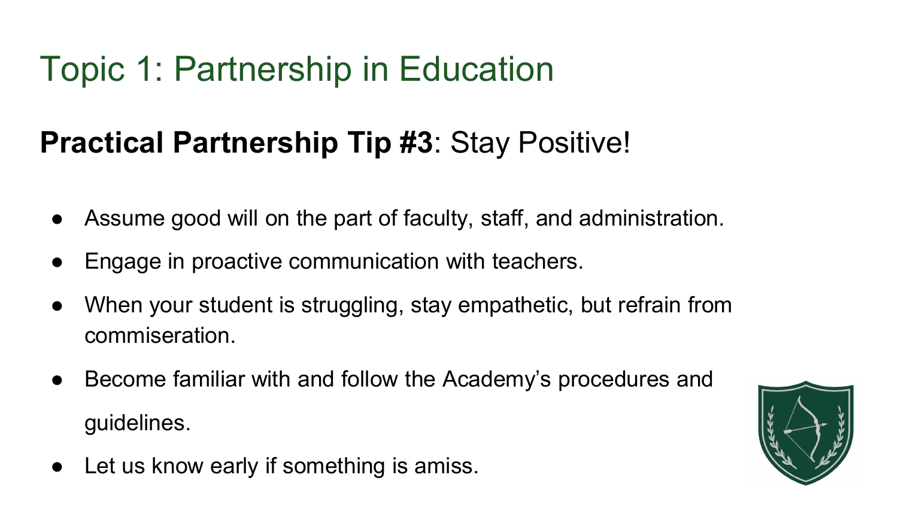# Topic 1: Partnership in Education

**Practical Partnership Tip #3**: Stay Positive!

- Assume good will on the part of faculty, staff, and administration.
- Engage in proactive communication with teachers.
- When your student is struggling, stay empathetic, but refrain from commiseration.
- Become familiar with and follow the Academy's procedures and guidelines.
- Let us know early if something is amiss.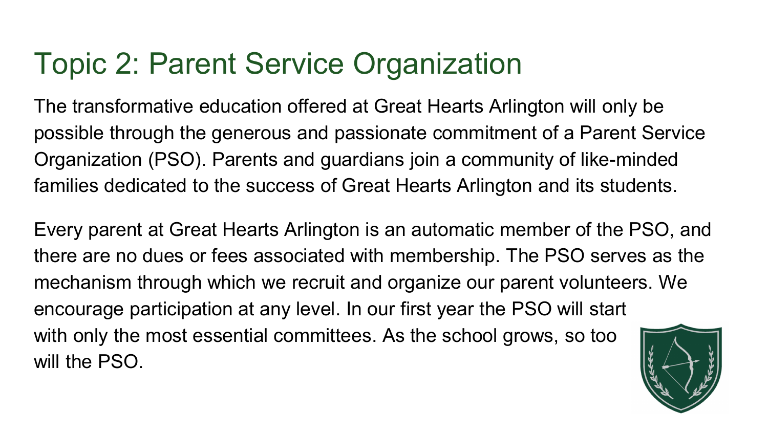# Topic 2: Parent Service Organization

The transformative education offered at Great Hearts Arlington will only be possible through the generous and passionate commitment of a Parent Service Organization (PSO). Parents and guardians join a community of like-minded families dedicated to the success of Great Hearts Arlington and its students.

Every parent at Great Hearts Arlington is an automatic member of the PSO, and there are no dues or fees associated with membership. The PSO serves as the mechanism through which we recruit and organize our parent volunteers. We encourage participation at any level. In our first year the PSO will start with only the most essential committees. As the school grows, so too will the PSO.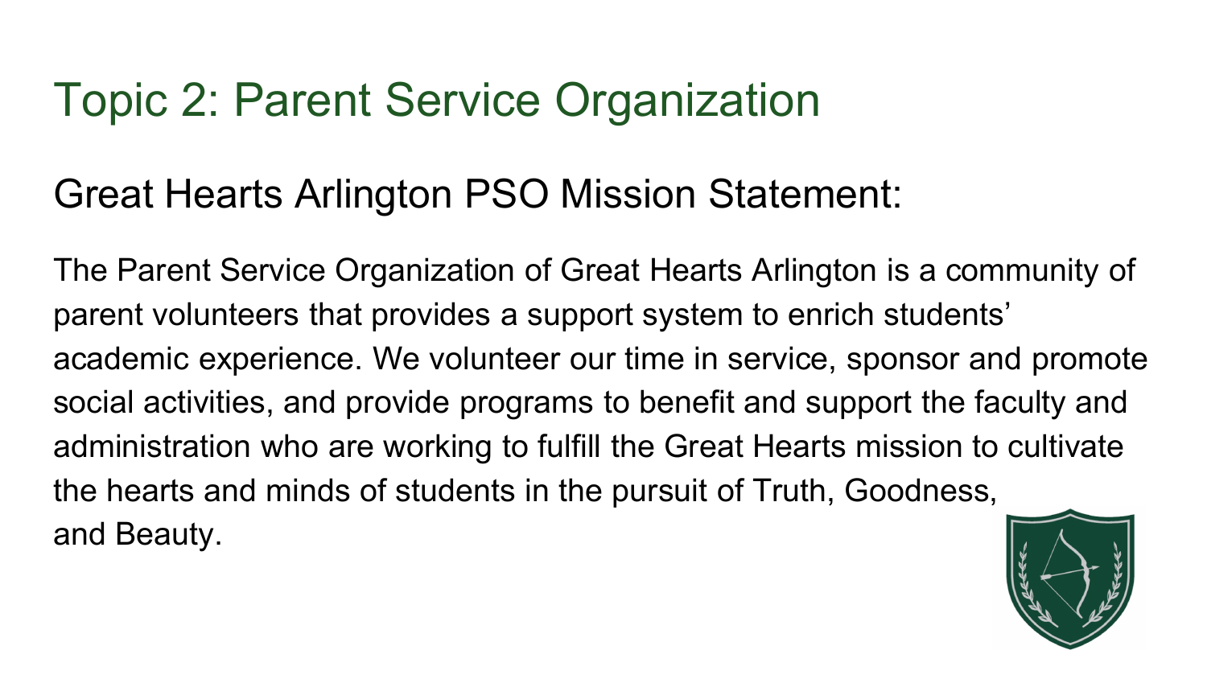# Topic 2: Parent Service Organization

## Great Hearts Arlington PSO Mission Statement:

The Parent Service Organization of Great Hearts Arlington is a community of parent volunteers that provides a support system to enrich students' academic experience. We volunteer our time in service, sponsor and promote social activities, and provide programs to benefit and support the faculty and administration who are working to fulfill the Great Hearts mission to cultivate the hearts and minds of students in the pursuit of Truth, Goodness, and Beauty.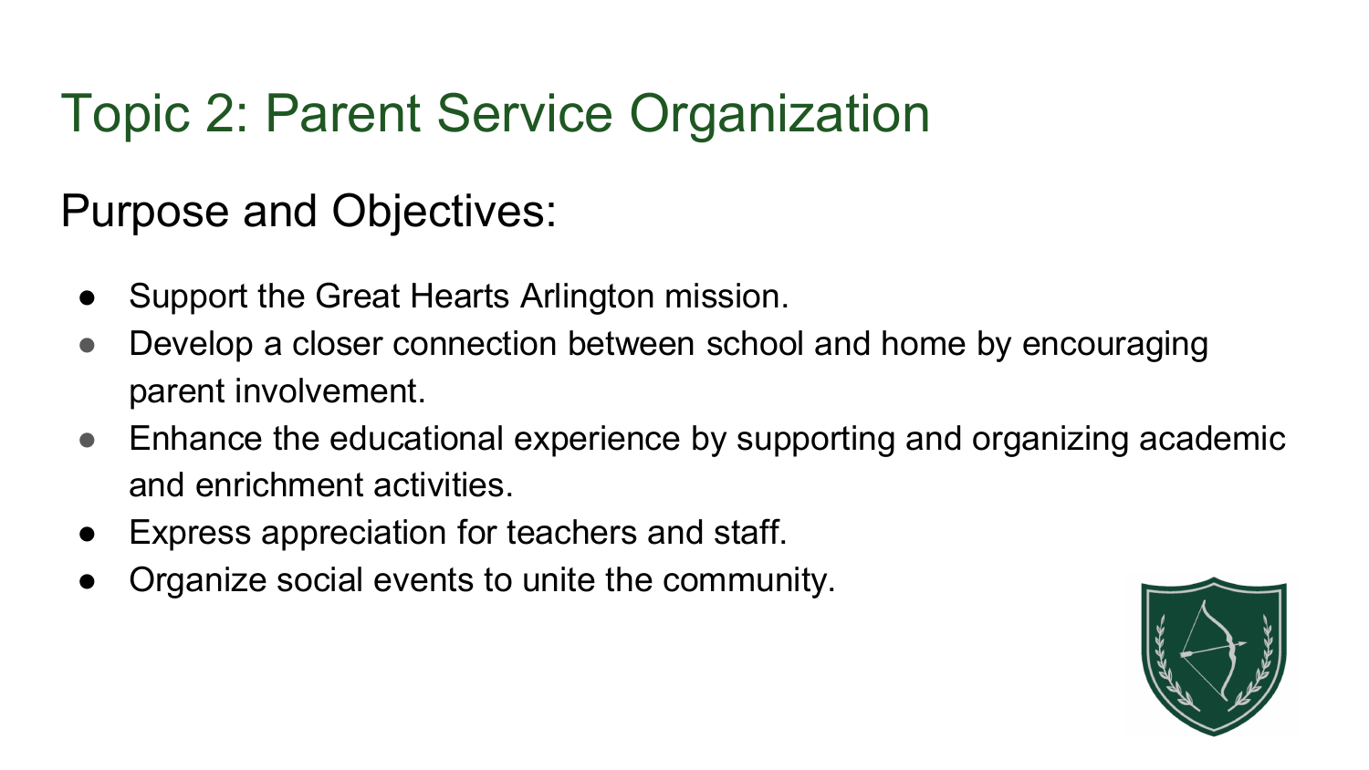# Topic 2: Parent Service Organization

## Purpose and Objectives:

- Support the Great Hearts Arlington mission.
- Develop a closer connection between school and home by encouraging parent involvement.
- Enhance the educational experience by supporting and organizing academic and enrichment activities.
- Express appreciation for teachers and staff.
- Organize social events to unite the community.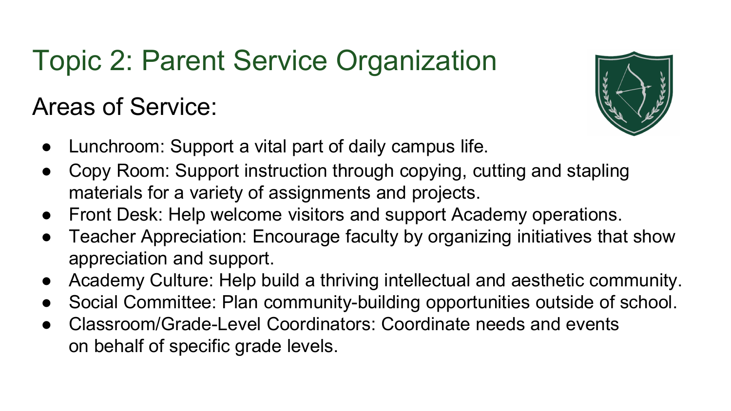# Topic 2: Parent Service Organization

## Areas of Service:

- Lunchroom: Support a vital part of daily campus life.
- Copy Room: Support instruction through copying, cutting and stapling materials for a variety of assignments and projects.
- Front Desk: Help welcome visitors and support Academy operations.
- Teacher Appreciation: Encourage faculty by organizing initiatives that show appreciation and support.
- Academy Culture: Help build a thriving intellectual and aesthetic community.
- Social Committee: Plan community-building opportunities outside of school.
- Classroom/Grade-Level Coordinators: Coordinate needs and events on behalf of specific grade levels.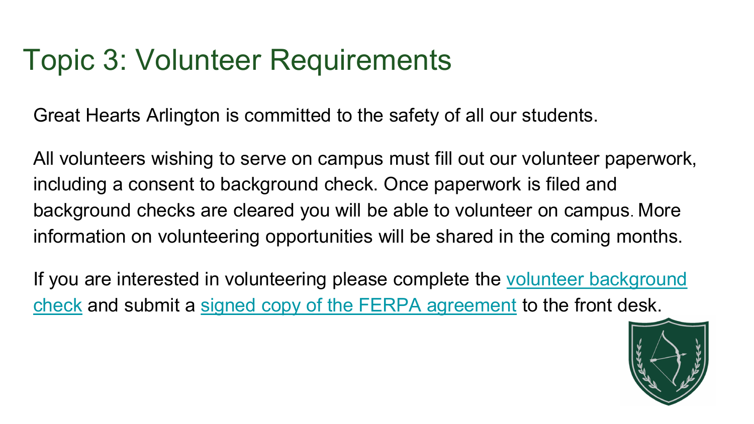# Topic 3: Volunteer Requirements

Great Hearts Arlington is committed to the safety of all our students.

All volunteers wishing to serve on campus must fill out our volunteer paperwork, including a consent to background check. Once paperwork is filed and background checks are cleared you will be able to volunteer on campus. More information on volunteering opportunities will be shared in the coming months.

If you are interested in volunteering please complete the volunteer background check and submit a signed copy of the FERPA agreement to the front desk.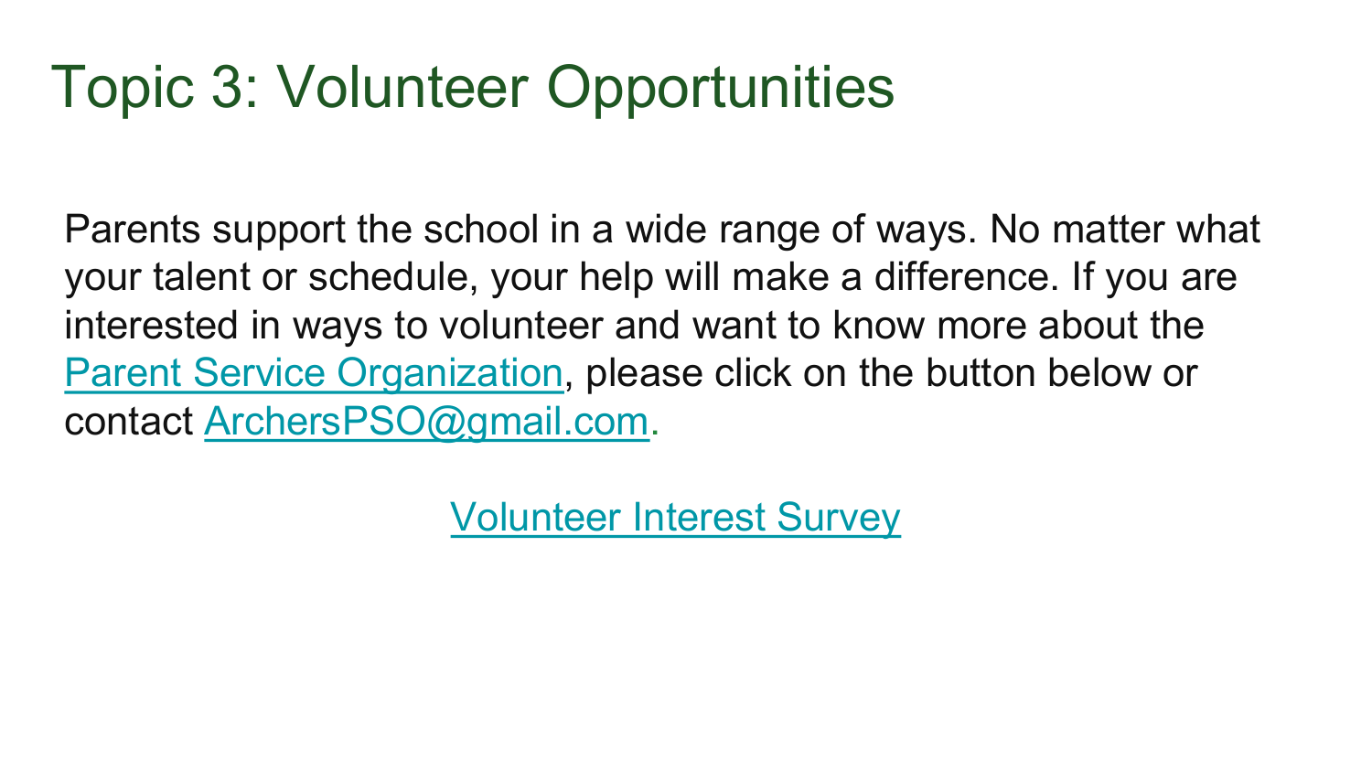# Topic 3: Volunteer Opportunities

Parents support the school in a wide range of ways. No matter what your talent or schedule, your help will make a difference. If you are interested in ways to volunteer and want to know more about the Parent Service Organization, please click on the button below or contact ArchersPSO@gmail.com.

Volunteer Interest Survey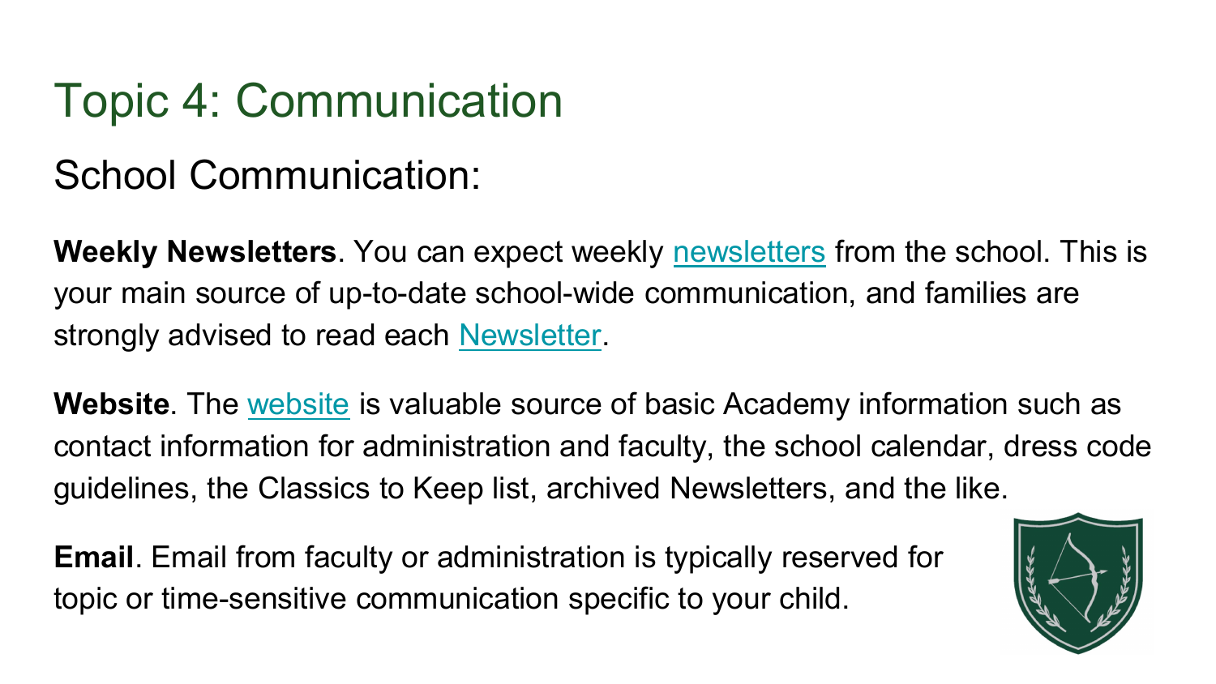# Topic 4: Communication

## School Communication:

**Weekly Newsletters**. You can expect weekly newsletters from the school. This is your main source of up-to-date school-wide communication, and families are strongly advised to read each Newsletter.

**Website**. The website is valuable source of basic Academy information such as contact information for administration and faculty, the school calendar, dress code guidelines, the Classics to Keep list, archived Newsletters, and the like.

**Email**. Email from faculty or administration is typically reserved for topic or time-sensitive communication specific to your child.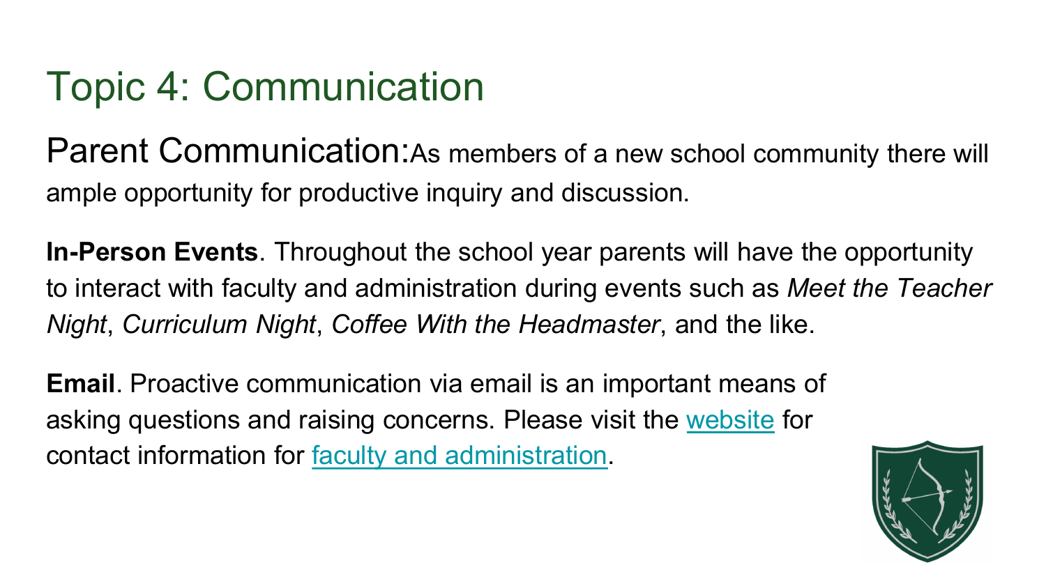# Topic 4: Communication

Parent Communication: As members of a new school community there will ample opportunity for productive inquiry and discussion.

**In-Person Events**. Throughout the school year parents will have the opportunity to interact with faculty and administration during events such as *Meet the Teacher Night*, *Curriculum Night*, *Coffee With the Headmaster*, and the like.

**Email**. Proactive communication via email is an important means of asking questions and raising concerns. Please visit the website for contact information for faculty and administration.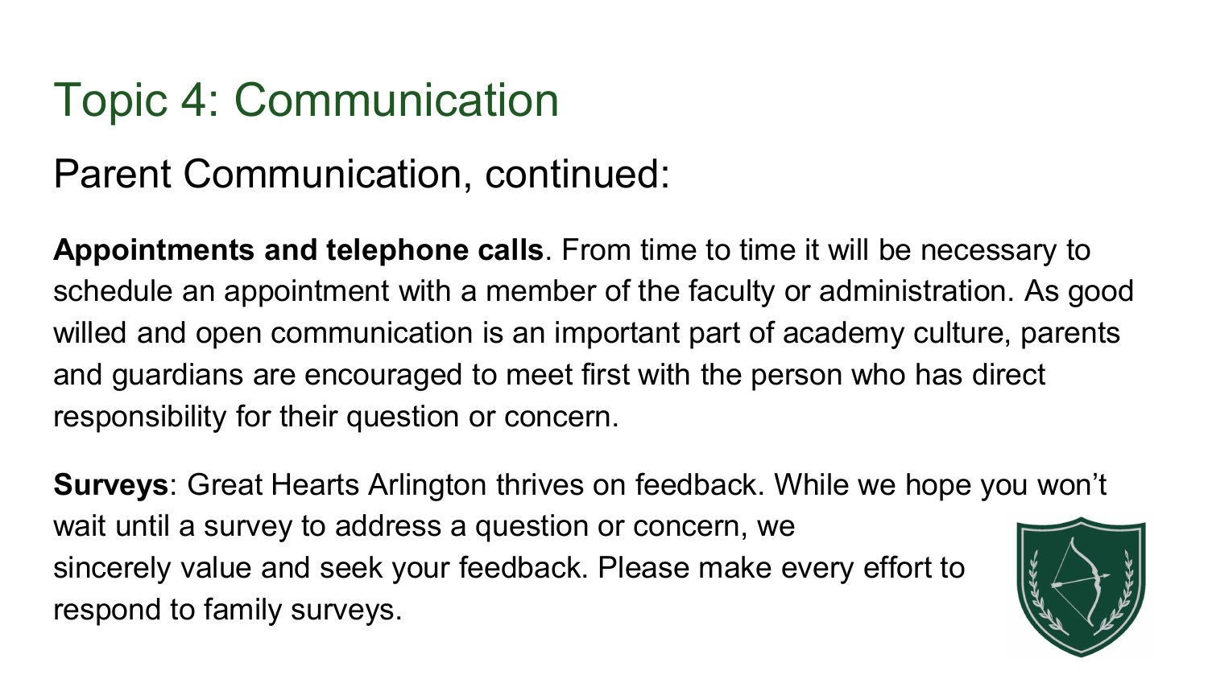# Topic 4: Communication

## Parent Communication, continued:

**Appointments and telephone calls**. From time to time it will be necessary to schedule an appointment with a member of the faculty or administration. As good willed and open communication is an important part of academy culture, parents and guardians are encouraged to meet first with the person who has direct responsibility for their question or concern.

**Surveys**: Great Hearts Arlington thrives on feedback. While we hope you won't wait until a survey to address a question or concern, we sincerely value and seek your feedback. Please make every effort to respond to family surveys.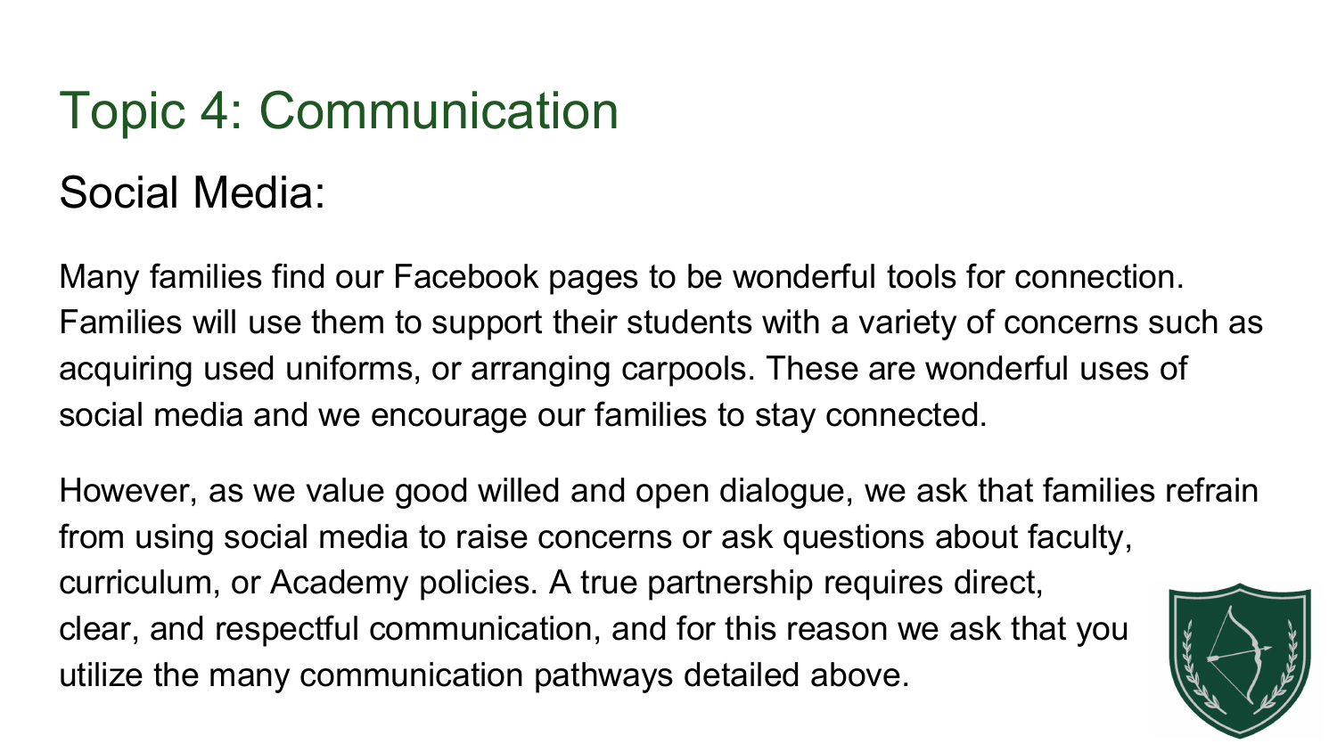# Topic 4: Communication

## Social Media:

Many families find our Facebook pages to be wonderful tools for connection. Families will use them to support their students with a variety of concerns such as acquiring used uniforms, or arranging carpools. These are wonderful uses of social media and we encourage our families to stay connected.

However, as we value good willed and open dialogue, we ask that families refrain from using social media to raise concerns or ask questions about faculty, curriculum, or Academy policies. A true partnership requires direct, clear, and respectful communication, and for this reason we ask that you utilize the many communication pathways detailed above.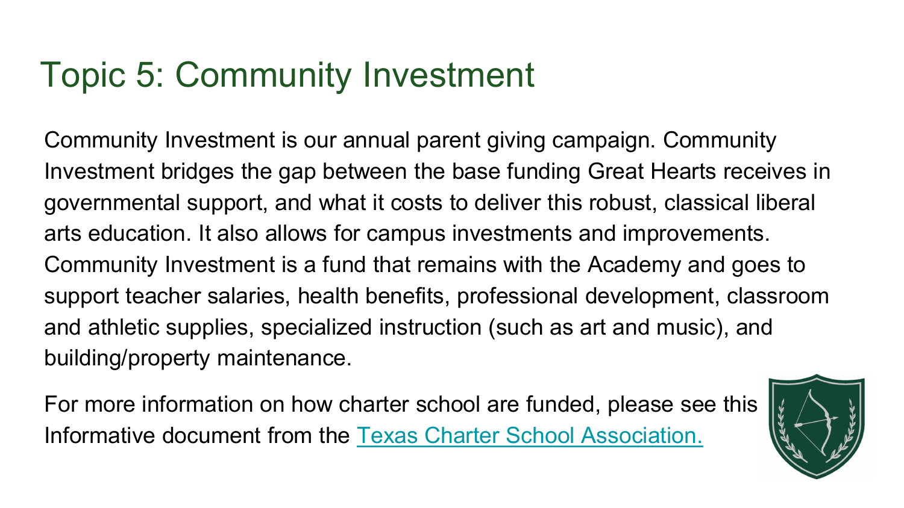# Topic 5: Community Investment

Community Investment is our annual parent giving campaign. Community Investment bridges the gap between the base funding Great Hearts receives in governmental support, and what it costs to deliver this robust, classical liberal arts education. It also allows for campus investments and improvements. Community Investment is a fund that remains with the Academy and goes to support teacher salaries, health benefits, professional development, classroom and athletic supplies, specialized instruction (such as art and music), and building/property maintenance.

For more information on how charter school are funded, please see this Informative document from the Texas Charter School Association.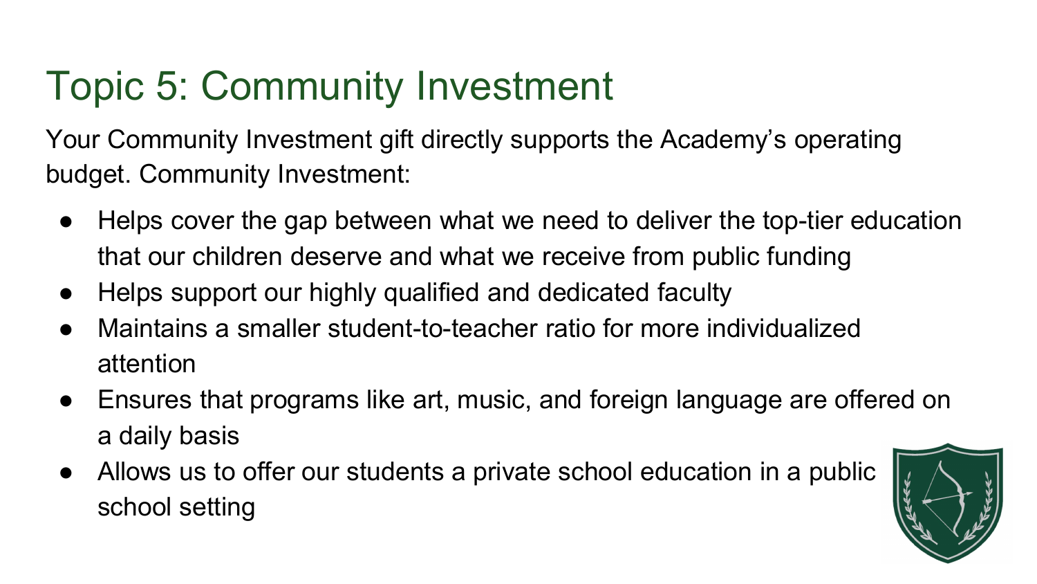# Topic 5: Community Investment

Your Community Investment gift directly supports the Academy's operating budget. Community Investment:

- Helps cover the gap between what we need to deliver the top-tier education that our children deserve and what we receive from public funding
- Helps support our highly qualified and dedicated faculty
- Maintains a smaller student-to-teacher ratio for more individualized attention
- Ensures that programs like art, music, and foreign language are offered on a daily basis
- Allows us to offer our students a private school education in a public school setting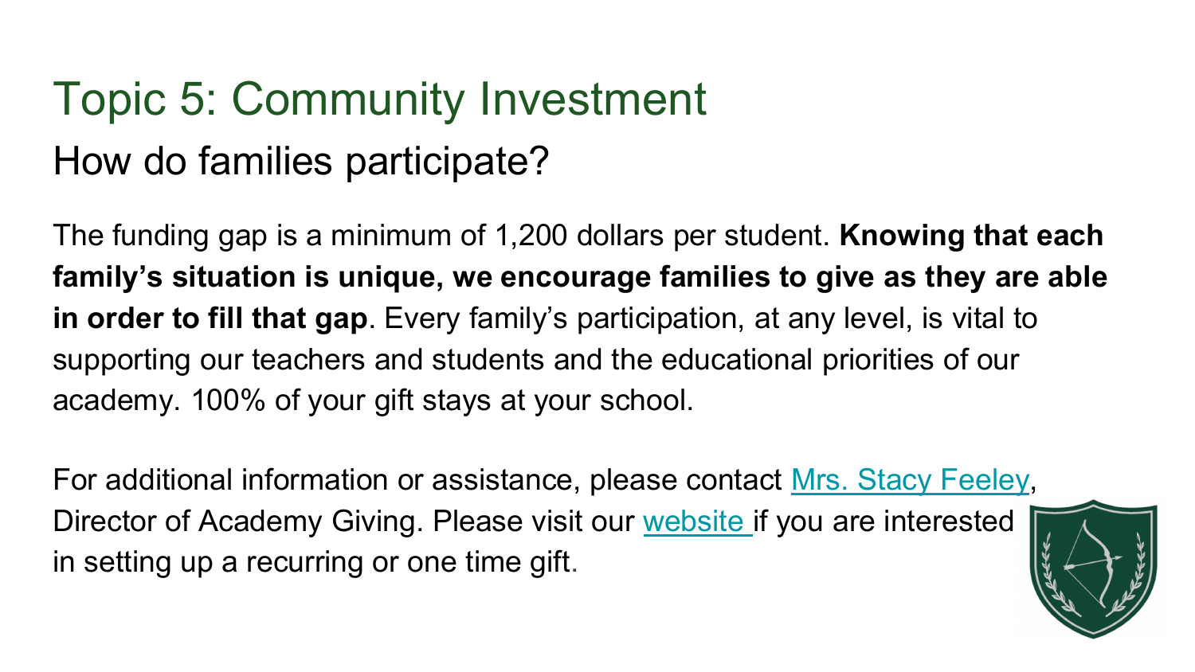# Topic 5: Community Investment

## How do families participate?

The funding gap is a minimum of 1,200 dollars per student. **Knowing that each family's situation is unique, we encourage families to give as they are able in order to fill that gap**. Every family's participation, at any level, is vital to supporting our teachers and students and the educational priorities of our academy. 100% of your gift stays at your school.

For additional information or assistance, please contact Mrs. Stacy Feeley, Director of Academy Giving. Please visit our website if you are interested in setting up a recurring or one time gift.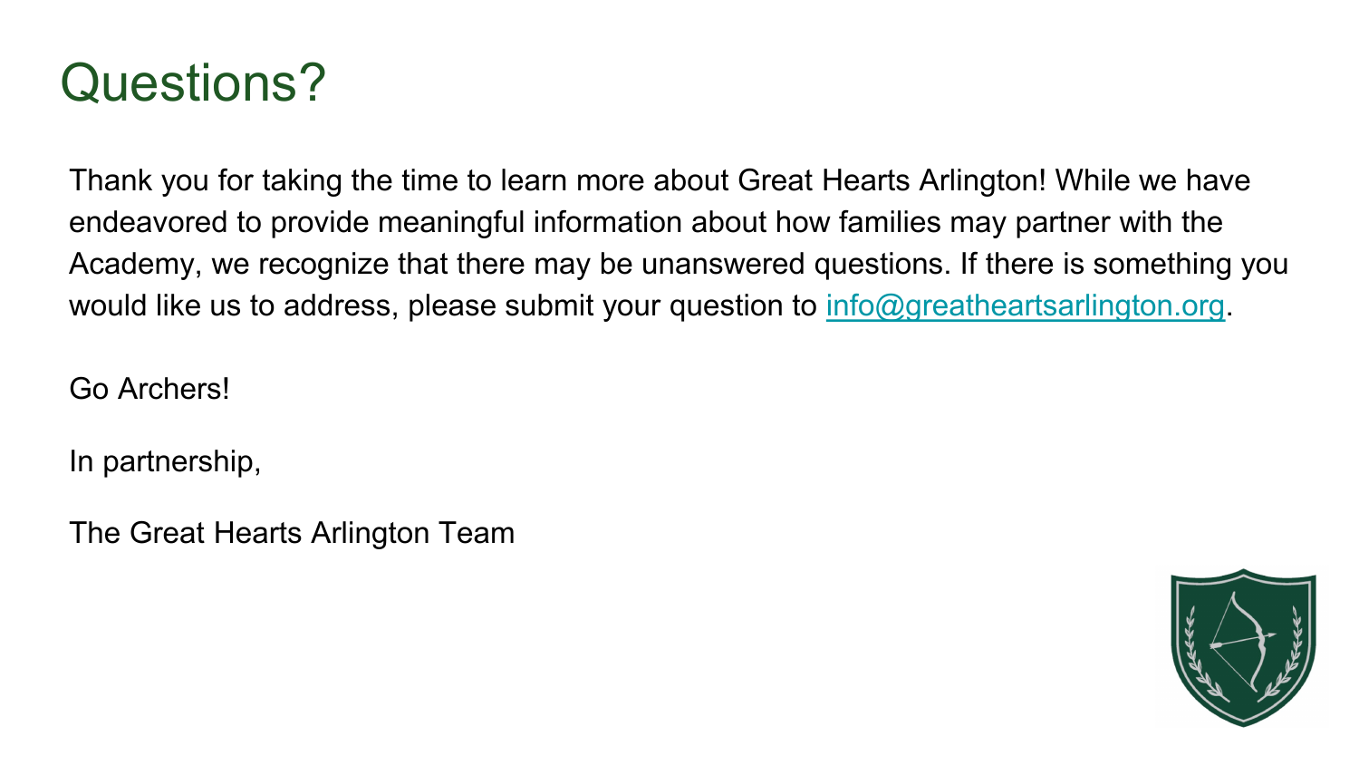# Questions?

Thank you for taking the time to learn more about Great Hearts Arlington! While we have endeavored to provide meaningful information about how families may partner with the Academy, we recognize that there may be unanswered questions. If there is something you would like us to address, please submit your question to info@greatheartsarlington.org.

Go Archers!

In partnership,

The Great Hearts Arlington Team